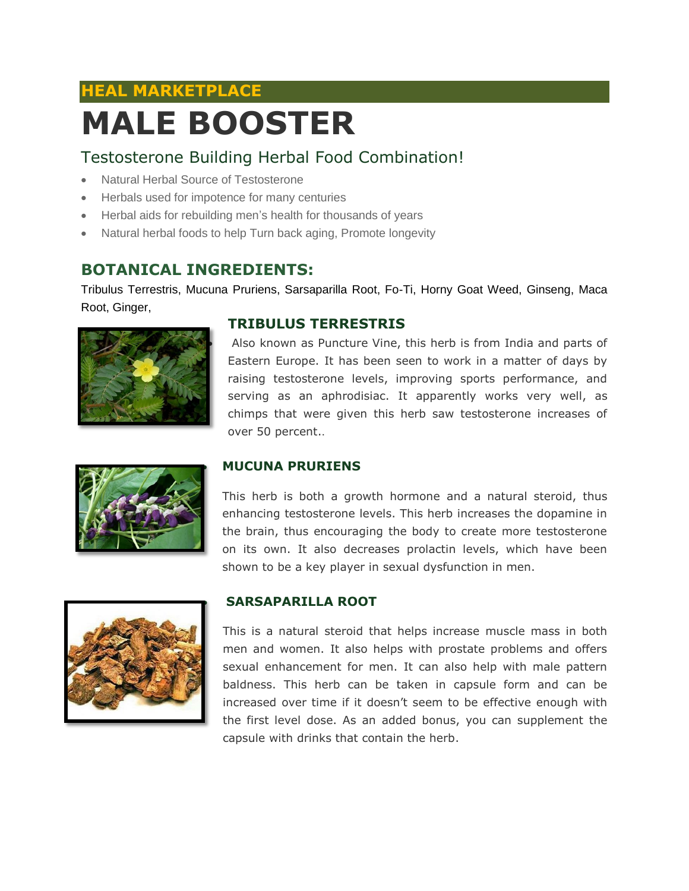**HEAL MARKETPLACE**

# MALE BOOSTER

## Testosterone Building Herbal Food Combination!

- Natural Herbal Source of Testosterone
- Herbals used for impotence for many centuries
- Herbal aids for rebuilding men's health for thousands of years
- Natural herbal foods to help Turn back aging, Promote longevity

## BOTANICAL INGREDIENTS:

Tribulus Terrestris, Mucuna Pruriens, Sarsaparilla Root, Fo-Ti, Horny Goat Weed, Ginseng, Maca Root, Ginger,

### TRIBULUS TERRESTRIS

Also known as Puncture Vine, this herb is from India and parts of Eastern Europe. It has been seen to work in a matter of days by raising testosterone levels, improving sports performance, and serving as an aphrodisiac. It apparently works very well, as chimps that were given this herb saw testosterone increases of over 50 percent..

### MUCUNA PRURIENS

This herb is both a growth hormone and a natural steroid, thus enhancing testosterone levels. This herb increases the dopamine in the brain, thus encouraging the body to create more testosterone on its own. It also decreases prolactin levels, which have been shown to be a key player in sexual dysfunction in men.

### SARSAPARILLA ROOT

This is a natural steroid that helps increase muscle mass in both men and women. It also helps with prostate problems and offers sexual enhancement for men. It can also help with male pattern baldness. This herb can be taken in capsule form and can be increased over time if it doesn't seem to be effective enough with the first level dose. As an added bonus, you can supplement the capsule with drinks that contain the herb.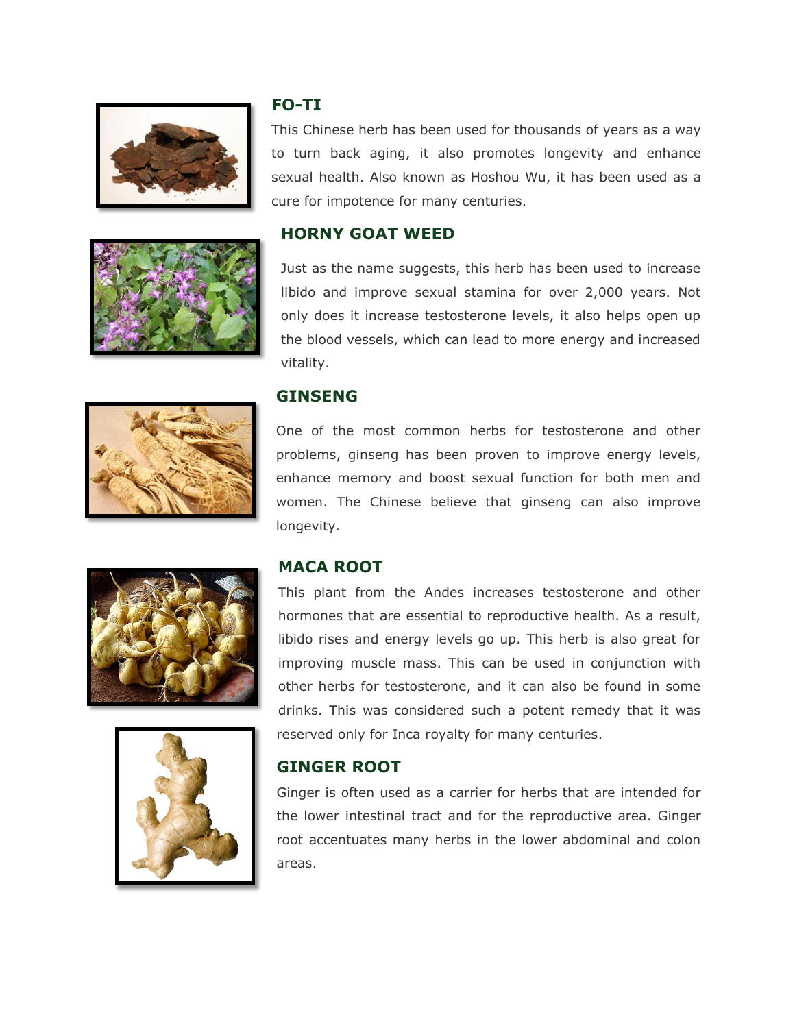## FO-TI

This Chinese herb has been used for thousands of years as a way to turn back aging, it also promotes longevity and enhance sexual health. Also known as Hoshou Wu, it has been used as a cure for impotence for many centuries.

## HORNY GOAT WEED

Just as the name suggests, this herb has been used to increase libido and improve sexual stamina for over 2,000 years. Not only does it increase testosterone levels, it also helps open up the blood vessels, which can lead to more energy and increased vitality.

## GINSENG

One of the most common herbs for testosterone and other problems, ginseng has been proven to improve energy levels, enhance memory and boost sexual function for both men and women. The Chinese believe that ginseng can also improve longevity.

## MACA ROOT

This plant from the Andes increases testosterone and other hormones that are essential to reproductive health. As a result, libido rises and energy levels go up. This herb is also great for improving muscle mass. This can be used in conjunction with other herbs for testosterone, and it can also be found in some drinks. This was considered such a potent remedy that it was reserved only for Inca royalty for many centuries.

## GINGER ROOT

Ginger is often used as a carrier for herbs that are intended for the lower intestinal tract and for the reproductive area. Ginger root accentuates many herbs in the lower abdominal and colon areas.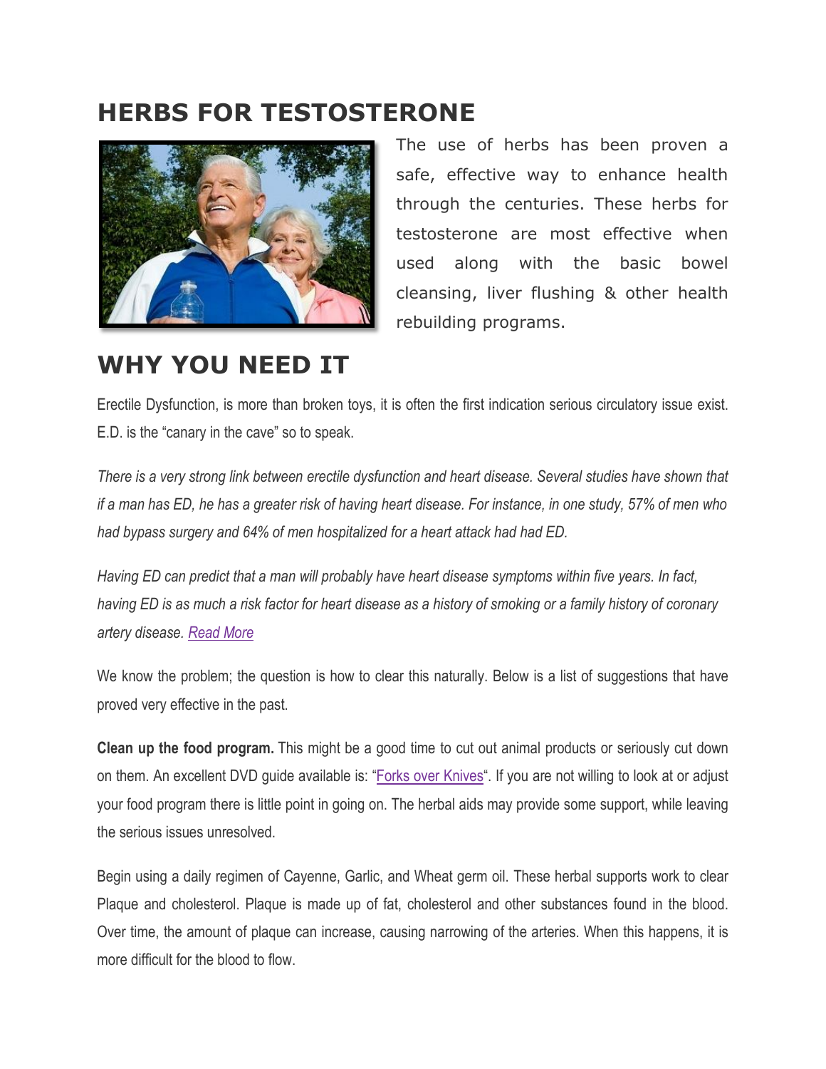# HERBS FOR TESTOSTERONE

The use of herbs has been proven a safe, effective way to enhance health through the centuries. These herbs for testosterone are most effective when used along with the basic bowel cleansing, liver flushing & other health rebuilding programs.

# WHY YOU NEED IT

Erectile Dysfunction, is more than broken toys, it is often the first indication serious circulatory issue exist. E.D. is the "canary in the cave" so to speak.

*There is a very strong link between erectile dysfunction and heart disease. Several studies have shown that if a man has ED, he has a greater risk of having heart disease. For instance, in one study, 57% of men who had bypass surgery and 64% of men hospitalized for a heart attack had had ED.*

*Having ED can predict that a man will probably have heart disease symptoms within five years. In fact, having ED is as much a risk factor for heart disease as a history of smoking or a family history of coronary artery disease.* Read More

We know the problem; the question is how to clear this naturally. Below is a list of suggestions that have proved very effective in the past.

**Clean up the food program.** This might be a good time to cut out animal products or seriously cut down on them. An excellent DVD guide available is: "Forks over Knives". If you are not willing to look at or adjust your food program there is little point in going on. The herbal aids may provide some support, while leaving the serious issues unresolved.

Begin using a daily regimen of Cayenne, Garlic, and Wheat germ oil. These herbal supports work to clear Plaque and cholesterol. Plaque is made up of fat, cholesterol and other substances found in the blood. Over time, the amount of plaque can increase, causing narrowing of the arteries. When this happens, it is more difficult for the blood to flow.